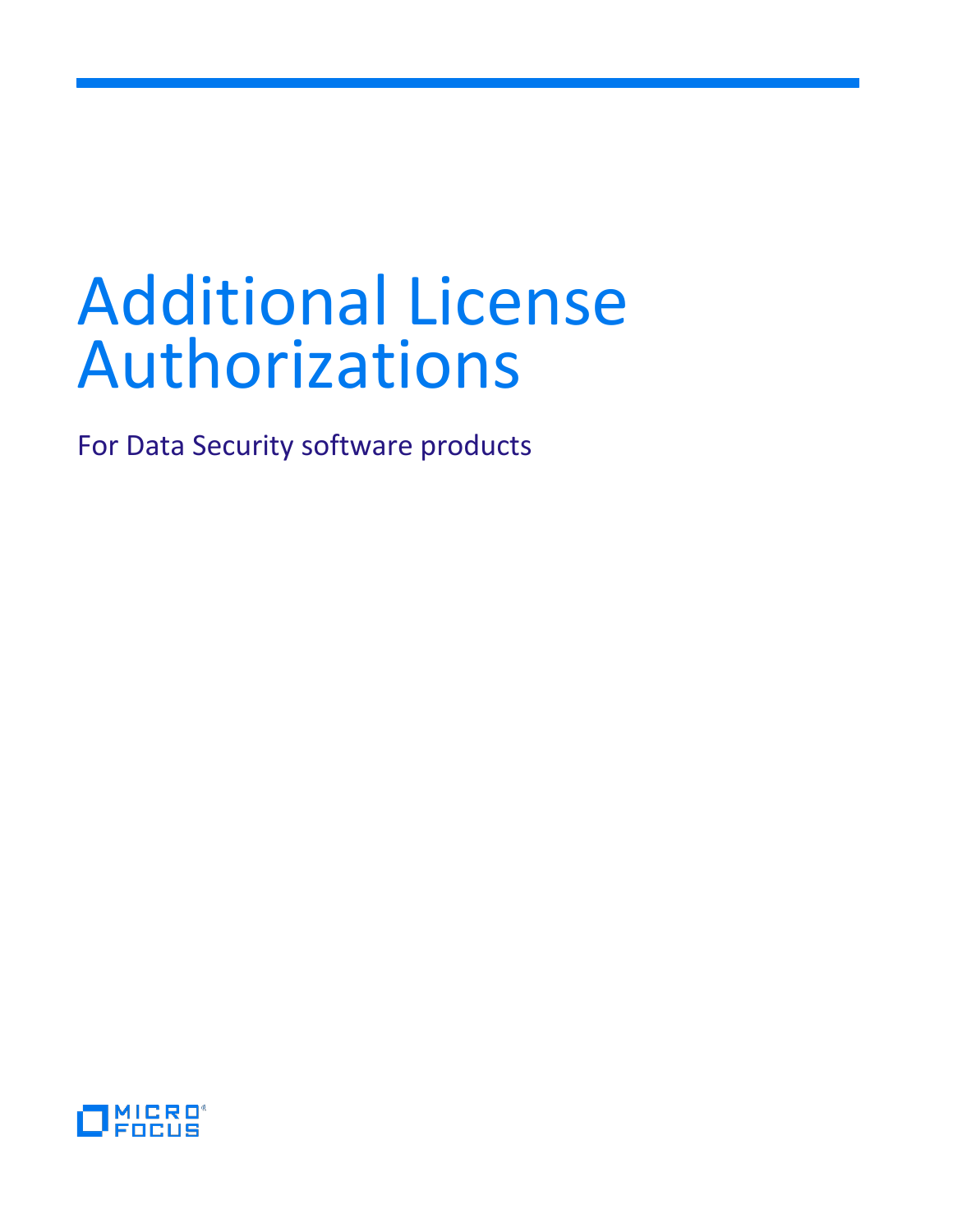# Additional License Authorizations

For Data Security software products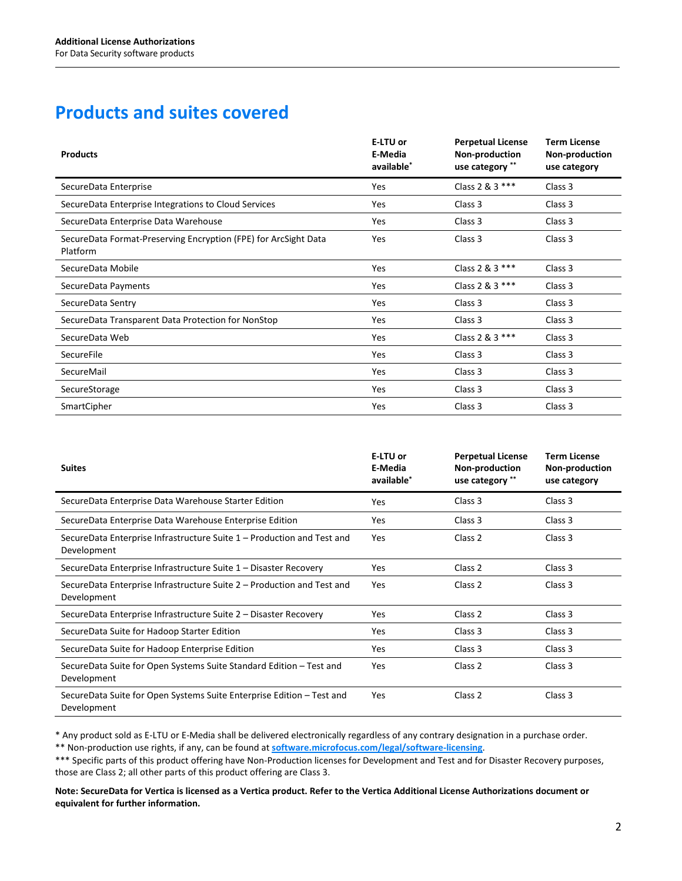# Products and suites covered

| Products | E-LTU or E-Media available* | Perpetual License Non-production use category ** | Term License Non-production use category |
|---|---|---|---|
| SecureData Enterprise | Yes | Class 2 & 3 *** | Class 3 |
| SecureData Enterprise Integrations to Cloud Services | Yes | Class 3 | Class 3 |
| SecureData Enterprise Data Warehouse | Yes | Class 3 | Class 3 |
| SecureData Format-Preserving Encryption (FPE) for ArcSight Data Platform | Yes | Class 3 | Class 3 |
| SecureData Mobile | Yes | Class 2 & 3 *** | Class 3 |
| SecureData Payments | Yes | Class 2 & 3 *** | Class 3 |
| SecureData Sentry | Yes | Class 3 | Class 3 |
| SecureData Transparent Data Protection for NonStop | Yes | Class 3 | Class 3 |
| SecureData Web | Yes | Class 2 & 3 *** | Class 3 |
| SecureFile | Yes | Class 3 | Class 3 |
| SecureMail | Yes | Class 3 | Class 3 |
| SecureStorage | Yes | Class 3 | Class 3 |
| SmartCipher | Yes | Class 3 | Class 3 |

| Suites | E-LTU or E-Media available* | Perpetual License Non-production use category ** | Term License Non-production use category |
|---|---|---|---|
| SecureData Enterprise Data Warehouse Starter Edition | Yes | Class 3 | Class 3 |
| SecureData Enterprise Data Warehouse Enterprise Edition | Yes | Class 3 | Class 3 |
| SecureData Enterprise Infrastructure Suite 1 – Production and Test and Development | Yes | Class 2 | Class 3 |
| SecureData Enterprise Infrastructure Suite 1 – Disaster Recovery | Yes | Class 2 | Class 3 |
| SecureData Enterprise Infrastructure Suite 2 – Production and Test and Development | Yes | Class 2 | Class 3 |
| SecureData Enterprise Infrastructure Suite 2 – Disaster Recovery | Yes | Class 2 | Class 3 |
| SecureData Suite for Hadoop Starter Edition | Yes | Class 3 | Class 3 |
| SecureData Suite for Hadoop Enterprise Edition | Yes | Class 3 | Class 3 |
| SecureData Suite for Open Systems Suite Standard Edition – Test and Development | Yes | Class 2 | Class 3 |
| SecureData Suite for Open Systems Suite Enterprise Edition – Test and Development | Yes | Class 2 | Class 3 |

* Any product sold as E-LTU or E-Media shall be delivered electronically regardless of any contrary designation in a purchase order.

** Non-production use rights, if any, can be found at **software.microfocus.com/legal/software-licensing**.

*** Specific parts of this product offering have Non-Production licenses for Development and Test and for Disaster Recovery purposes, those are Class 2; all other parts of this product offering are Class 3.

**Note: SecureData for Vertica is licensed as a Vertica product. Refer to the Vertica Additional License Authorizations document or equivalent for further information.**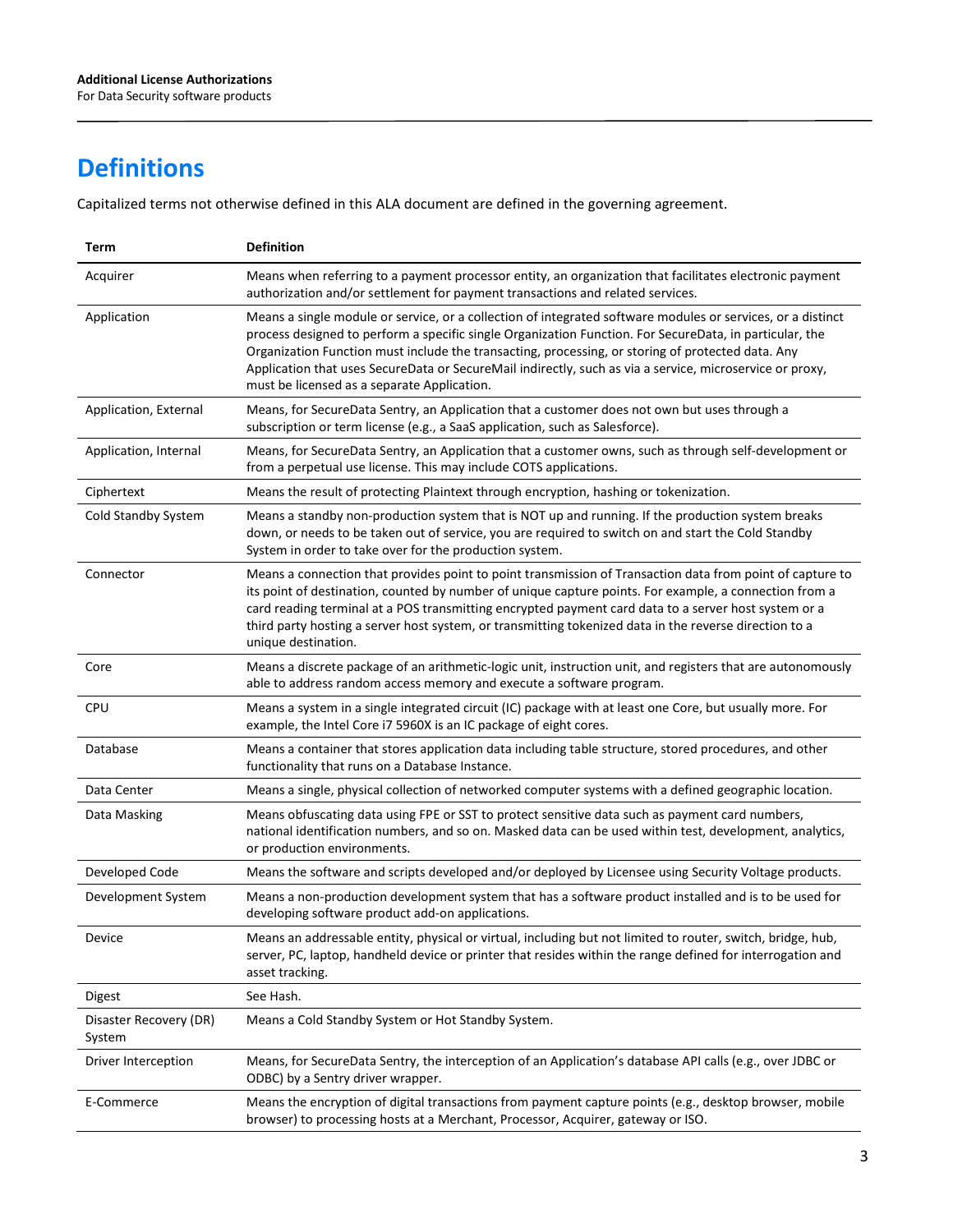# Definitions

Capitalized terms not otherwise defined in this ALA document are defined in the governing agreement.

| Term | Definition |
|---|---|
| Acquirer | Means when referring to a payment processor entity, an organization that facilitates electronic payment authorization and/or settlement for payment transactions and related services. |
| Application | Means a single module or service, or a collection of integrated software modules or services, or a distinct process designed to perform a specific single Organization Function. For SecureData, in particular, the Organization Function must include the transacting, processing, or storing of protected data. Any Application that uses SecureData or SecureMail indirectly, such as via a service, microservice or proxy, must be licensed as a separate Application. |
| Application, External | Means, for SecureData Sentry, an Application that a customer does not own but uses through a subscription or term license (e.g., a SaaS application, such as Salesforce). |
| Application, Internal | Means, for SecureData Sentry, an Application that a customer owns, such as through self-development or from a perpetual use license. This may include COTS applications. |
| Ciphertext | Means the result of protecting Plaintext through encryption, hashing or tokenization. |
| Cold Standby System | Means a standby non-production system that is NOT up and running. If the production system breaks down, or needs to be taken out of service, you are required to switch on and start the Cold Standby System in order to take over for the production system. |
| Connector | Means a connection that provides point to point transmission of Transaction data from point of capture to its point of destination, counted by number of unique capture points. For example, a connection from a card reading terminal at a POS transmitting encrypted payment card data to a server host system or a third party hosting a server host system, or transmitting tokenized data in the reverse direction to a unique destination. |
| Core | Means a discrete package of an arithmetic-logic unit, instruction unit, and registers that are autonomously able to address random access memory and execute a software program. |
| CPU | Means a system in a single integrated circuit (IC) package with at least one Core, but usually more. For example, the Intel Core i7 5960X is an IC package of eight cores. |
| Database | Means a container that stores application data including table structure, stored procedures, and other functionality that runs on a Database Instance. |
| Data Center | Means a single, physical collection of networked computer systems with a defined geographic location. |
| Data Masking | Means obfuscating data using FPE or SST to protect sensitive data such as payment card numbers, national identification numbers, and so on. Masked data can be used within test, development, analytics, or production environments. |
| Developed Code | Means the software and scripts developed and/or deployed by Licensee using Security Voltage products. |
| Development System | Means a non-production development system that has a software product installed and is to be used for developing software product add-on applications. |
| Device | Means an addressable entity, physical or virtual, including but not limited to router, switch, bridge, hub, server, PC, laptop, handheld device or printer that resides within the range defined for interrogation and asset tracking. |
| Digest | See Hash. |
| Disaster Recovery (DR) System | Means a Cold Standby System or Hot Standby System. |
| Driver Interception | Means, for SecureData Sentry, the interception of an Application's database API calls (e.g., over JDBC or ODBC) by a Sentry driver wrapper. |
| E-Commerce | Means the encryption of digital transactions from payment capture points (e.g., desktop browser, mobile browser) to processing hosts at a Merchant, Processor, Acquirer, gateway or ISO. |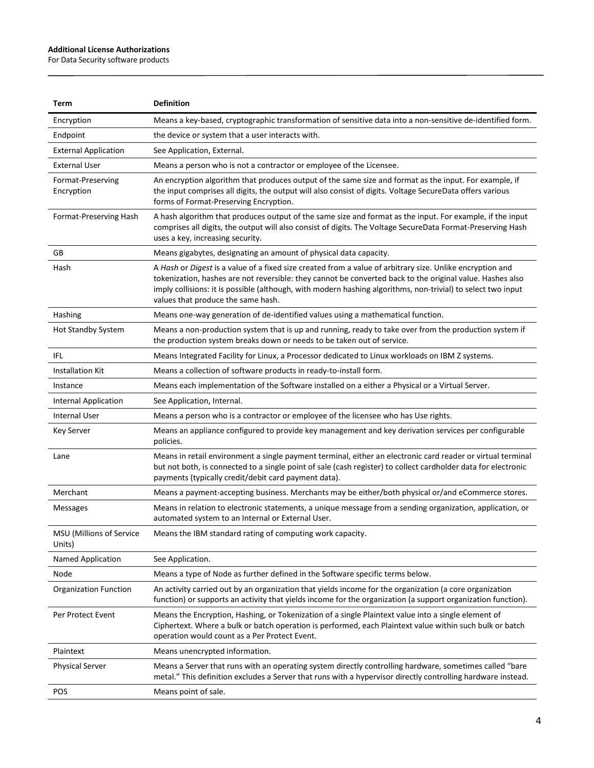| Term | Definition |
|---|---|
| Encryption | Means a key-based, cryptographic transformation of sensitive data into a non-sensitive de-identified form. |
| Endpoint | the device or system that a user interacts with. |
| External Application | See Application, External. |
| External User | Means a person who is not a contractor or employee of the Licensee. |
| Format-Preserving Encryption | An encryption algorithm that produces output of the same size and format as the input. For example, if the input comprises all digits, the output will also consist of digits. Voltage SecureData offers various forms of Format-Preserving Encryption. |
| Format-Preserving Hash | A hash algorithm that produces output of the same size and format as the input. For example, if the input comprises all digits, the output will also consist of digits. The Voltage SecureData Format-Preserving Hash uses a key, increasing security. |
| GB | Means gigabytes, designating an amount of physical data capacity. |
| Hash | A *Hash* or *Digest* is a value of a fixed size created from a value of arbitrary size. Unlike encryption and tokenization, hashes are not reversible: they cannot be converted back to the original value. Hashes also imply collisions: it is possible (although, with modern hashing algorithms, non-trivial) to select two input values that produce the same hash. |
| Hashing | Means one-way generation of de-identified values using a mathematical function. |
| Hot Standby System | Means a non-production system that is up and running, ready to take over from the production system if the production system breaks down or needs to be taken out of service. |
| IFL | Means Integrated Facility for Linux, a Processor dedicated to Linux workloads on IBM Z systems. |
| Installation Kit | Means a collection of software products in ready-to-install form. |
| Instance | Means each implementation of the Software installed on a either a Physical or a Virtual Server. |
| Internal Application | See Application, Internal. |
| Internal User | Means a person who is a contractor or employee of the licensee who has Use rights. |
| Key Server | Means an appliance configured to provide key management and key derivation services per configurable policies. |
| Lane | Means in retail environment a single payment terminal, either an electronic card reader or virtual terminal but not both, is connected to a single point of sale (cash register) to collect cardholder data for electronic payments (typically credit/debit card payment data). |
| Merchant | Means a payment-accepting business. Merchants may be either/both physical or/and eCommerce stores. |
| Messages | Means in relation to electronic statements, a unique message from a sending organization, application, or automated system to an Internal or External User. |
| MSU (Millions of Service Units) | Means the IBM standard rating of computing work capacity. |
| Named Application | See Application. |
| Node | Means a type of Node as further defined in the Software specific terms below. |
| Organization Function | An activity carried out by an organization that yields income for the organization (a core organization function) or supports an activity that yields income for the organization (a support organization function). |
| Per Protect Event | Means the Encryption, Hashing, or Tokenization of a single Plaintext value into a single element of Ciphertext. Where a bulk or batch operation is performed, each Plaintext value within such bulk or batch operation would count as a Per Protect Event. |
| Plaintext | Means unencrypted information. |
| Physical Server | Means a Server that runs with an operating system directly controlling hardware, sometimes called "bare metal." This definition excludes a Server that runs with a hypervisor directly controlling hardware instead. |
| POS | Means point of sale. |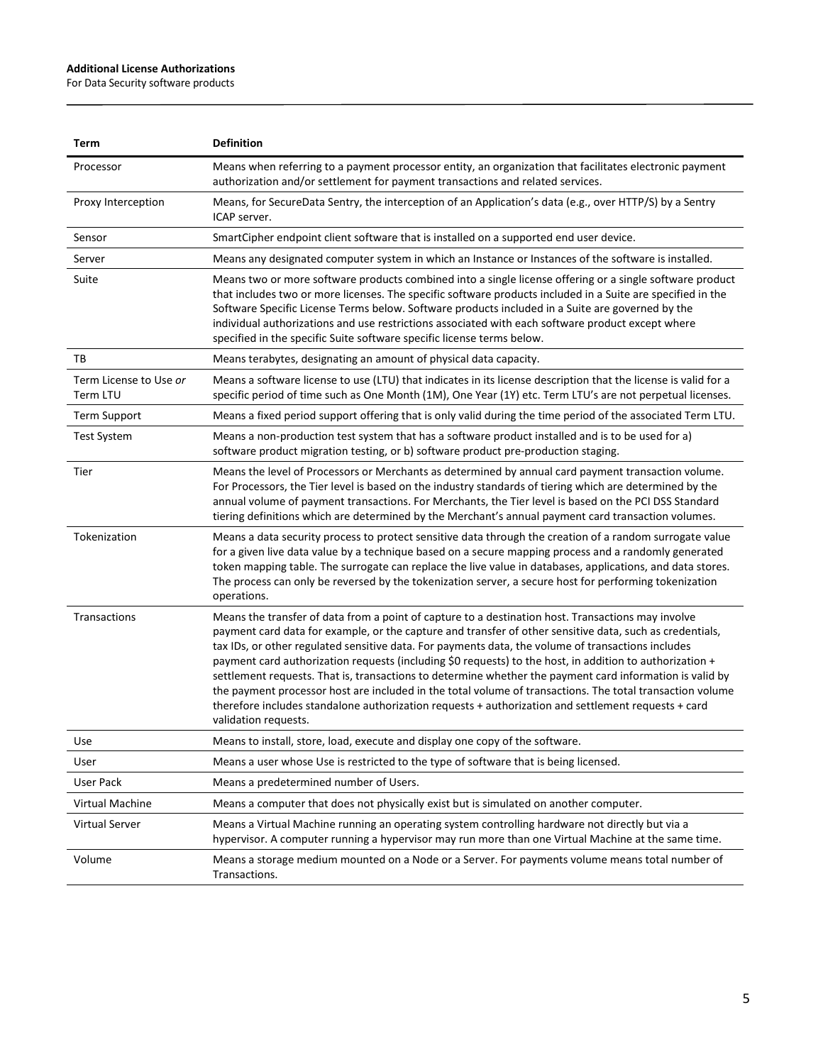| Term | Definition |
| --- | --- |
| Processor | Means when referring to a payment processor entity, an organization that facilitates electronic payment authorization and/or settlement for payment transactions and related services. |
| Proxy Interception | Means, for SecureData Sentry, the interception of an Application's data (e.g., over HTTP/S) by a Sentry ICAP server. |
| Sensor | SmartCipher endpoint client software that is installed on a supported end user device. |
| Server | Means any designated computer system in which an Instance or Instances of the software is installed. |
| Suite | Means two or more software products combined into a single license offering or a single software product that includes two or more licenses. The specific software products included in a Suite are specified in the Software Specific License Terms below. Software products included in a Suite are governed by the individual authorizations and use restrictions associated with each software product except where specified in the specific Suite software specific license terms below. |
| TB | Means terabytes, designating an amount of physical data capacity. |
| Term License to Use *or* Term LTU | Means a software license to use (LTU) that indicates in its license description that the license is valid for a specific period of time such as One Month (1M), One Year (1Y) etc. Term LTU's are not perpetual licenses. |
| Term Support | Means a fixed period support offering that is only valid during the time period of the associated Term LTU. |
| Test System | Means a non-production test system that has a software product installed and is to be used for a) software product migration testing, or b) software product pre-production staging. |
| Tier | Means the level of Processors or Merchants as determined by annual card payment transaction volume. For Processors, the Tier level is based on the industry standards of tiering which are determined by the annual volume of payment transactions. For Merchants, the Tier level is based on the PCI DSS Standard tiering definitions which are determined by the Merchant's annual payment card transaction volumes. |
| Tokenization | Means a data security process to protect sensitive data through the creation of a random surrogate value for a given live data value by a technique based on a secure mapping process and a randomly generated token mapping table. The surrogate can replace the live value in databases, applications, and data stores. The process can only be reversed by the tokenization server, a secure host for performing tokenization operations. |
| Transactions | Means the transfer of data from a point of capture to a destination host. Transactions may involve payment card data for example, or the capture and transfer of other sensitive data, such as credentials, tax IDs, or other regulated sensitive data. For payments data, the volume of transactions includes payment card authorization requests (including $0 requests) to the host, in addition to authorization + settlement requests. That is, transactions to determine whether the payment card information is valid by the payment processor host are included in the total volume of transactions. The total transaction volume therefore includes standalone authorization requests + authorization and settlement requests + card validation requests. |
| Use | Means to install, store, load, execute and display one copy of the software. |
| User | Means a user whose Use is restricted to the type of software that is being licensed. |
| User Pack | Means a predetermined number of Users. |
| Virtual Machine | Means a computer that does not physically exist but is simulated on another computer. |
| Virtual Server | Means a Virtual Machine running an operating system controlling hardware not directly but via a hypervisor. A computer running a hypervisor may run more than one Virtual Machine at the same time. |
| Volume | Means a storage medium mounted on a Node or a Server. For payments volume means total number of Transactions. |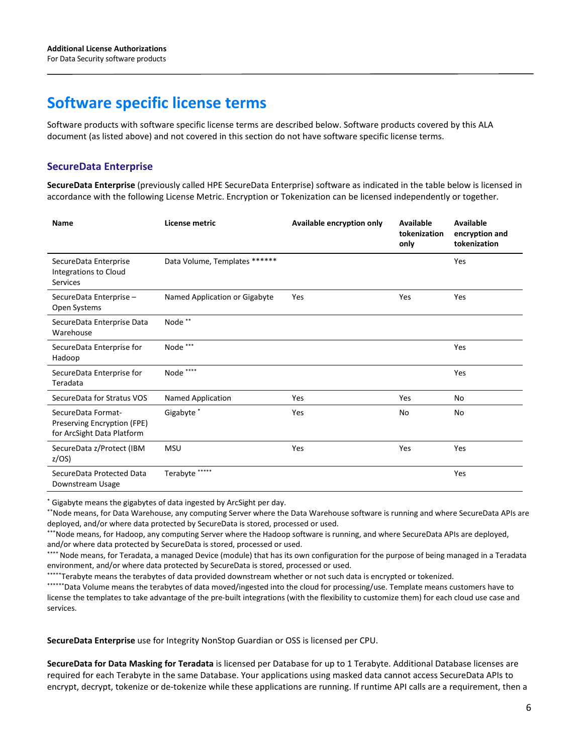# Software specific license terms

Software products with software specific license terms are described below. Software products covered by this ALA document (as listed above) and not covered in this section do not have software specific license terms.

## SecureData Enterprise

**SecureData Enterprise** (previously called HPE SecureData Enterprise) software as indicated in the table below is licensed in accordance with the following License Metric. Encryption or Tokenization can be licensed independently or together.

| Name | License metric | Available encryption only | Available tokenization only | Available encryption and tokenization |
|---|---|---|---|---|
| SecureData Enterprise Integrations to Cloud Services | Data Volume, Templates ****** | | | Yes |
| SecureData Enterprise – Open Systems | Named Application or Gigabyte | Yes | Yes | Yes |
| SecureData Enterprise Data Warehouse | Node ** | | | |
| SecureData Enterprise for Hadoop | Node *** | | | Yes |
| SecureData Enterprise for Teradata | Node **** | | | Yes |
| SecureData for Stratus VOS | Named Application | Yes | Yes | No |
| SecureData Format-Preserving Encryption (FPE) for ArcSight Data Platform | Gigabyte * | Yes | No | No |
| SecureData z/Protect (IBM z/OS) | MSU | Yes | Yes | Yes |
| SecureData Protected Data Downstream Usage | Terabyte ***** | | | Yes |

* Gigabyte means the gigabytes of data ingested by ArcSight per day.
**Node means, for Data Warehouse, any computing Server where the Data Warehouse software is running and where SecureData APIs are deployed, and/or where data protected by SecureData is stored, processed or used.
***Node means, for Hadoop, any computing Server where the Hadoop software is running, and where SecureData APIs are deployed, and/or where data protected by SecureData is stored, processed or used.
**** Node means, for Teradata, a managed Device (module) that has its own configuration for the purpose of being managed in a Teradata environment, and/or where data protected by SecureData is stored, processed or used.
*****Terabyte means the terabytes of data provided downstream whether or not such data is encrypted or tokenized.
******Data Volume means the terabytes of data moved/ingested into the cloud for processing/use. Template means customers have to license the templates to take advantage of the pre-built integrations (with the flexibility to customize them) for each cloud use case and services.

**SecureData Enterprise** use for Integrity NonStop Guardian or OSS is licensed per CPU.

**SecureData for Data Masking for Teradata** is licensed per Database for up to 1 Terabyte. Additional Database licenses are required for each Terabyte in the same Database. Your applications using masked data cannot access SecureData APIs to encrypt, decrypt, tokenize or de-tokenize while these applications are running. If runtime API calls are a requirement, then a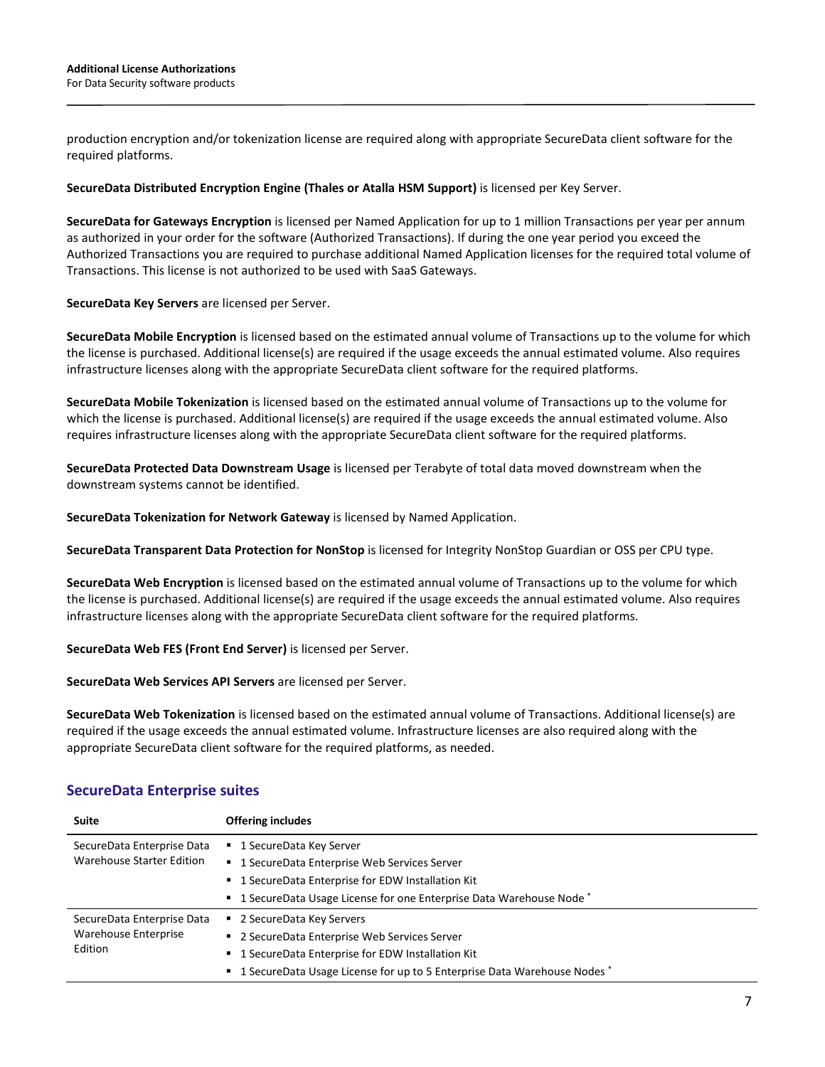production encryption and/or tokenization license are required along with appropriate SecureData client software for the required platforms.

**SecureData Distributed Encryption Engine (Thales or Atalla HSM Support)** is licensed per Key Server.

**SecureData for Gateways Encryption** is licensed per Named Application for up to 1 million Transactions per year per annum as authorized in your order for the software (Authorized Transactions). If during the one year period you exceed the Authorized Transactions you are required to purchase additional Named Application licenses for the required total volume of Transactions. This license is not authorized to be used with SaaS Gateways.

**SecureData Key Servers** are licensed per Server.

**SecureData Mobile Encryption** is licensed based on the estimated annual volume of Transactions up to the volume for which the license is purchased. Additional license(s) are required if the usage exceeds the annual estimated volume. Also requires infrastructure licenses along with the appropriate SecureData client software for the required platforms.

**SecureData Mobile Tokenization** is licensed based on the estimated annual volume of Transactions up to the volume for which the license is purchased. Additional license(s) are required if the usage exceeds the annual estimated volume. Also requires infrastructure licenses along with the appropriate SecureData client software for the required platforms.

**SecureData Protected Data Downstream Usage** is licensed per Terabyte of total data moved downstream when the downstream systems cannot be identified.

**SecureData Tokenization for Network Gateway** is licensed by Named Application.

**SecureData Transparent Data Protection for NonStop** is licensed for Integrity NonStop Guardian or OSS per CPU type.

**SecureData Web Encryption** is licensed based on the estimated annual volume of Transactions up to the volume for which the license is purchased. Additional license(s) are required if the usage exceeds the annual estimated volume. Also requires infrastructure licenses along with the appropriate SecureData client software for the required platforms.

**SecureData Web FES (Front End Server)** is licensed per Server.

**SecureData Web Services API Servers** are licensed per Server.

**SecureData Web Tokenization** is licensed based on the estimated annual volume of Transactions. Additional license(s) are required if the usage exceeds the annual estimated volume. Infrastructure licenses are also required along with the appropriate SecureData client software for the required platforms, as needed.

## SecureData Enterprise suites

| Suite | Offering includes |
|---|---|
| SecureData Enterprise Data Warehouse Starter Edition | ▪ 1 SecureData Key Server<br>▪ 1 SecureData Enterprise Web Services Server<br>▪ 1 SecureData Enterprise for EDW Installation Kit<br>▪ 1 SecureData Usage License for one Enterprise Data Warehouse Node * |
| SecureData Enterprise Data Warehouse Enterprise Edition | ▪ 2 SecureData Key Servers<br>▪ 2 SecureData Enterprise Web Services Server<br>▪ 1 SecureData Enterprise for EDW Installation Kit<br>▪ 1 SecureData Usage License for up to 5 Enterprise Data Warehouse Nodes * |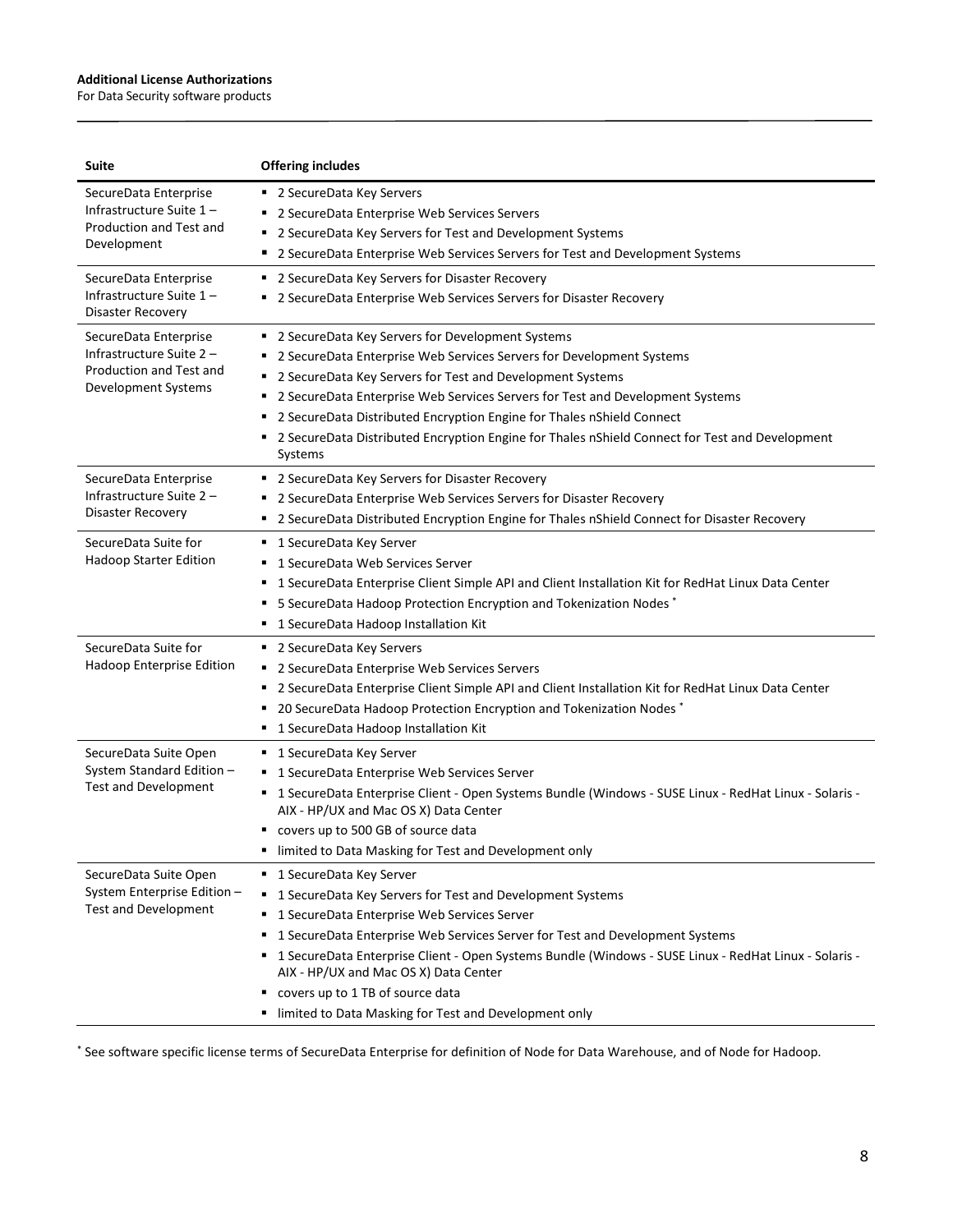| Suite | Offering includes |
|---|---|
| SecureData Enterprise Infrastructure Suite 1 – Production and Test and Development | ▪ 2 SecureData Key Servers<br>▪ 2 SecureData Enterprise Web Services Servers<br>▪ 2 SecureData Key Servers for Test and Development Systems<br>▪ 2 SecureData Enterprise Web Services Servers for Test and Development Systems |
| SecureData Enterprise Infrastructure Suite 1 – Disaster Recovery | ▪ 2 SecureData Key Servers for Disaster Recovery<br>▪ 2 SecureData Enterprise Web Services Servers for Disaster Recovery |
| SecureData Enterprise Infrastructure Suite 2 – Production and Test and Development Systems | ▪ 2 SecureData Key Servers for Development Systems<br>▪ 2 SecureData Enterprise Web Services Servers for Development Systems<br>▪ 2 SecureData Key Servers for Test and Development Systems<br>▪ 2 SecureData Enterprise Web Services Servers for Test and Development Systems<br>▪ 2 SecureData Distributed Encryption Engine for Thales nShield Connect<br>▪ 2 SecureData Distributed Encryption Engine for Thales nShield Connect for Test and Development Systems |
| SecureData Enterprise Infrastructure Suite 2 – Disaster Recovery | ▪ 2 SecureData Key Servers for Disaster Recovery<br>▪ 2 SecureData Enterprise Web Services Servers for Disaster Recovery<br>▪ 2 SecureData Distributed Encryption Engine for Thales nShield Connect for Disaster Recovery |
| SecureData Suite for Hadoop Starter Edition | ▪ 1 SecureData Key Server<br>▪ 1 SecureData Web Services Server<br>▪ 1 SecureData Enterprise Client Simple API and Client Installation Kit for RedHat Linux Data Center<br>▪ 5 SecureData Hadoop Protection Encryption and Tokenization Nodes *<br>▪ 1 SecureData Hadoop Installation Kit |
| SecureData Suite for Hadoop Enterprise Edition | ▪ 2 SecureData Key Servers<br>▪ 2 SecureData Enterprise Web Services Servers<br>▪ 2 SecureData Enterprise Client Simple API and Client Installation Kit for RedHat Linux Data Center<br>▪ 20 SecureData Hadoop Protection Encryption and Tokenization Nodes *<br>▪ 1 SecureData Hadoop Installation Kit |
| SecureData Suite Open System Standard Edition – Test and Development | ▪ 1 SecureData Key Server<br>▪ 1 SecureData Enterprise Web Services Server<br>▪ 1 SecureData Enterprise Client - Open Systems Bundle (Windows - SUSE Linux - RedHat Linux - Solaris - AIX - HP/UX and Mac OS X) Data Center<br>▪ covers up to 500 GB of source data<br>▪ limited to Data Masking for Test and Development only |
| SecureData Suite Open System Enterprise Edition – Test and Development | ▪ 1 SecureData Key Server<br>▪ 1 SecureData Key Servers for Test and Development Systems<br>▪ 1 SecureData Enterprise Web Services Server<br>▪ 1 SecureData Enterprise Web Services Server for Test and Development Systems<br>▪ 1 SecureData Enterprise Client - Open Systems Bundle (Windows - SUSE Linux - RedHat Linux - Solaris - AIX - HP/UX and Mac OS X) Data Center<br>▪ covers up to 1 TB of source data<br>▪ limited to Data Masking for Test and Development only |

* See software specific license terms of SecureData Enterprise for definition of Node for Data Warehouse, and of Node for Hadoop.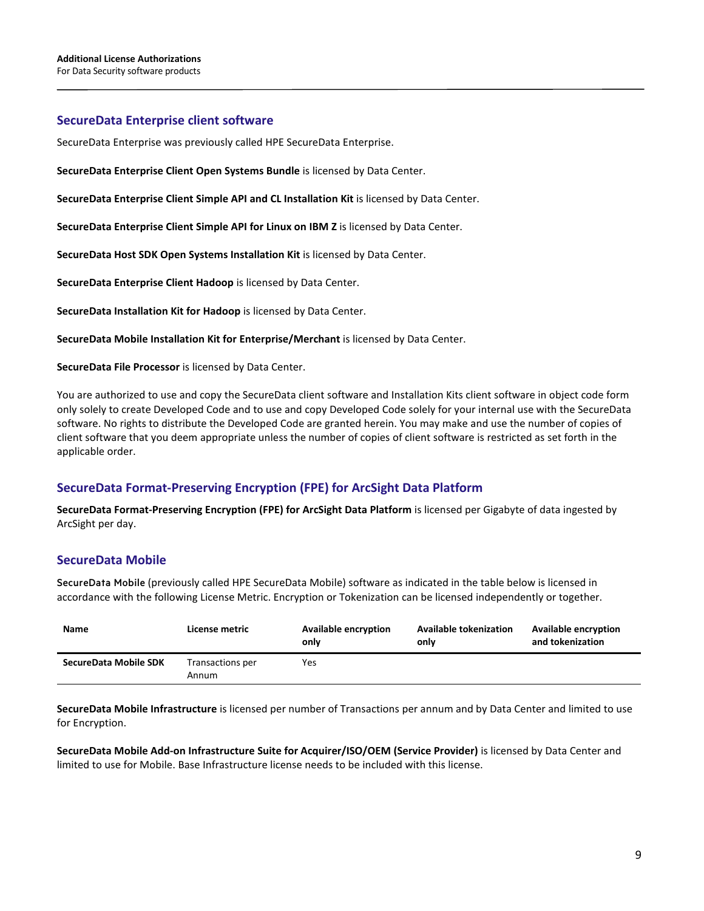## SecureData Enterprise client software

SecureData Enterprise was previously called HPE SecureData Enterprise.

**SecureData Enterprise Client Open Systems Bundle** is licensed by Data Center.

**SecureData Enterprise Client Simple API and CL Installation Kit** is licensed by Data Center.

**SecureData Enterprise Client Simple API for Linux on IBM Z** is licensed by Data Center.

**SecureData Host SDK Open Systems Installation Kit** is licensed by Data Center.

**SecureData Enterprise Client Hadoop** is licensed by Data Center.

**SecureData Installation Kit for Hadoop** is licensed by Data Center.

**SecureData Mobile Installation Kit for Enterprise/Merchant** is licensed by Data Center.

**SecureData File Processor** is licensed by Data Center.

You are authorized to use and copy the SecureData client software and Installation Kits client software in object code form only solely to create Developed Code and to use and copy Developed Code solely for your internal use with the SecureData software. No rights to distribute the Developed Code are granted herein. You may make and use the number of copies of client software that you deem appropriate unless the number of copies of client software is restricted as set forth in the applicable order.

## SecureData Format-Preserving Encryption (FPE) for ArcSight Data Platform

**SecureData Format-Preserving Encryption (FPE) for ArcSight Data Platform** is licensed per Gigabyte of data ingested by ArcSight per day.

## SecureData Mobile

**SecureData Mobile** (previously called HPE SecureData Mobile) software as indicated in the table below is licensed in accordance with the following License Metric. Encryption or Tokenization can be licensed independently or together.

| Name | License metric | Available encryption only | Available tokenization only | Available encryption and tokenization |
|---|---|---|---|---|
| **SecureData Mobile SDK** | Transactions per Annum | Yes | | |

**SecureData Mobile Infrastructure** is licensed per number of Transactions per annum and by Data Center and limited to use for Encryption.

**SecureData Mobile Add-on Infrastructure Suite for Acquirer/ISO/OEM (Service Provider)** is licensed by Data Center and limited to use for Mobile. Base Infrastructure license needs to be included with this license.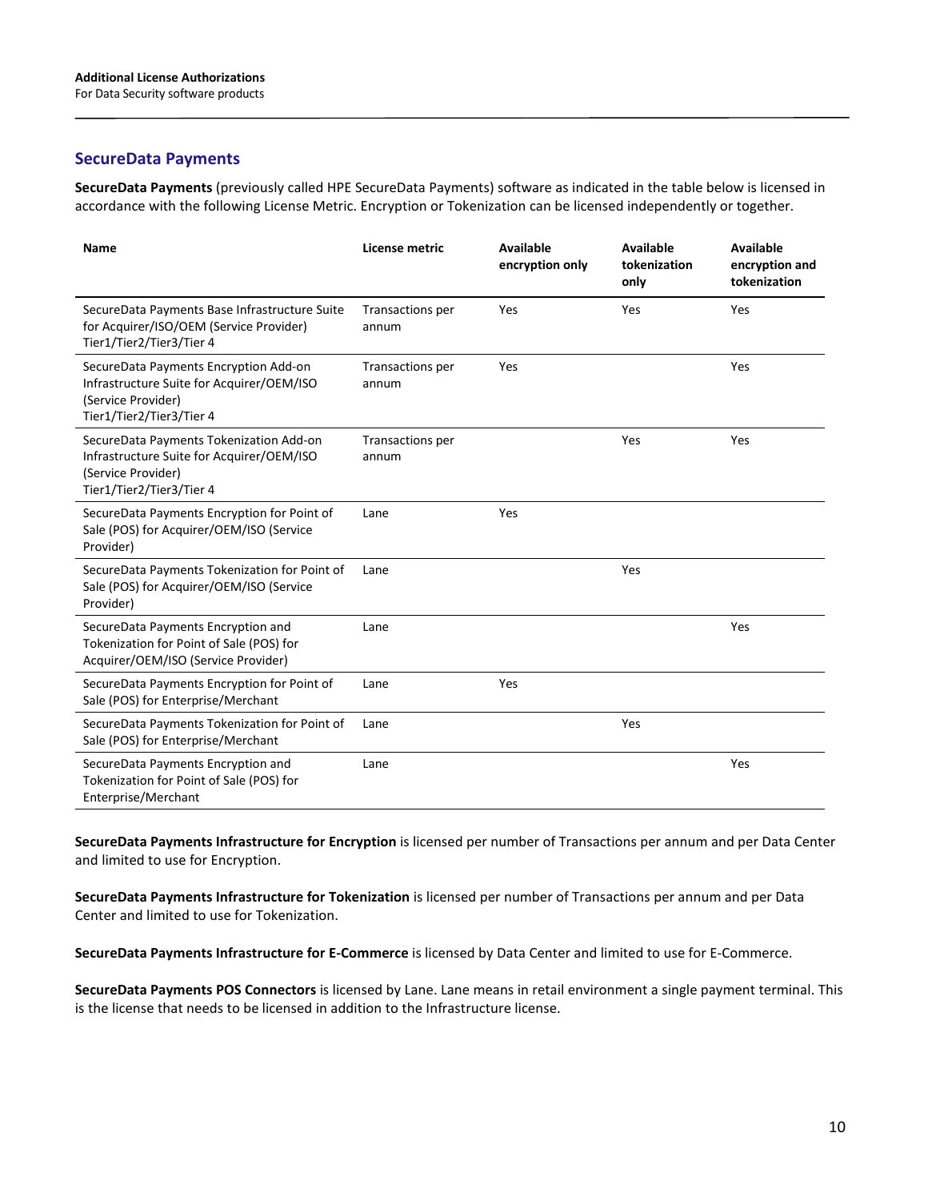## SecureData Payments

**SecureData Payments** (previously called HPE SecureData Payments) software as indicated in the table below is licensed in accordance with the following License Metric. Encryption or Tokenization can be licensed independently or together.

| Name | License metric | Available encryption only | Available tokenization only | Available encryption and tokenization |
|---|---|---|---|---|
| SecureData Payments Base Infrastructure Suite for Acquirer/ISO/OEM (Service Provider) Tier1/Tier2/Tier3/Tier 4 | Transactions per annum | Yes | Yes | Yes |
| SecureData Payments Encryption Add-on Infrastructure Suite for Acquirer/OEM/ISO (Service Provider) Tier1/Tier2/Tier3/Tier 4 | Transactions per annum | Yes | | Yes |
| SecureData Payments Tokenization Add-on Infrastructure Suite for Acquirer/OEM/ISO (Service Provider) Tier1/Tier2/Tier3/Tier 4 | Transactions per annum | | Yes | Yes |
| SecureData Payments Encryption for Point of Sale (POS) for Acquirer/OEM/ISO (Service Provider) | Lane | Yes | | |
| SecureData Payments Tokenization for Point of Sale (POS) for Acquirer/OEM/ISO (Service Provider) | Lane | | Yes | |
| SecureData Payments Encryption and Tokenization for Point of Sale (POS) for Acquirer/OEM/ISO (Service Provider) | Lane | | | Yes |
| SecureData Payments Encryption for Point of Sale (POS) for Enterprise/Merchant | Lane | Yes | | |
| SecureData Payments Tokenization for Point of Sale (POS) for Enterprise/Merchant | Lane | | Yes | |
| SecureData Payments Encryption and Tokenization for Point of Sale (POS) for Enterprise/Merchant | Lane | | | Yes |

**SecureData Payments Infrastructure for Encryption** is licensed per number of Transactions per annum and per Data Center and limited to use for Encryption.

**SecureData Payments Infrastructure for Tokenization** is licensed per number of Transactions per annum and per Data Center and limited to use for Tokenization.

**SecureData Payments Infrastructure for E-Commerce** is licensed by Data Center and limited to use for E-Commerce.

**SecureData Payments POS Connectors** is licensed by Lane. Lane means in retail environment a single payment terminal. This is the license that needs to be licensed in addition to the Infrastructure license.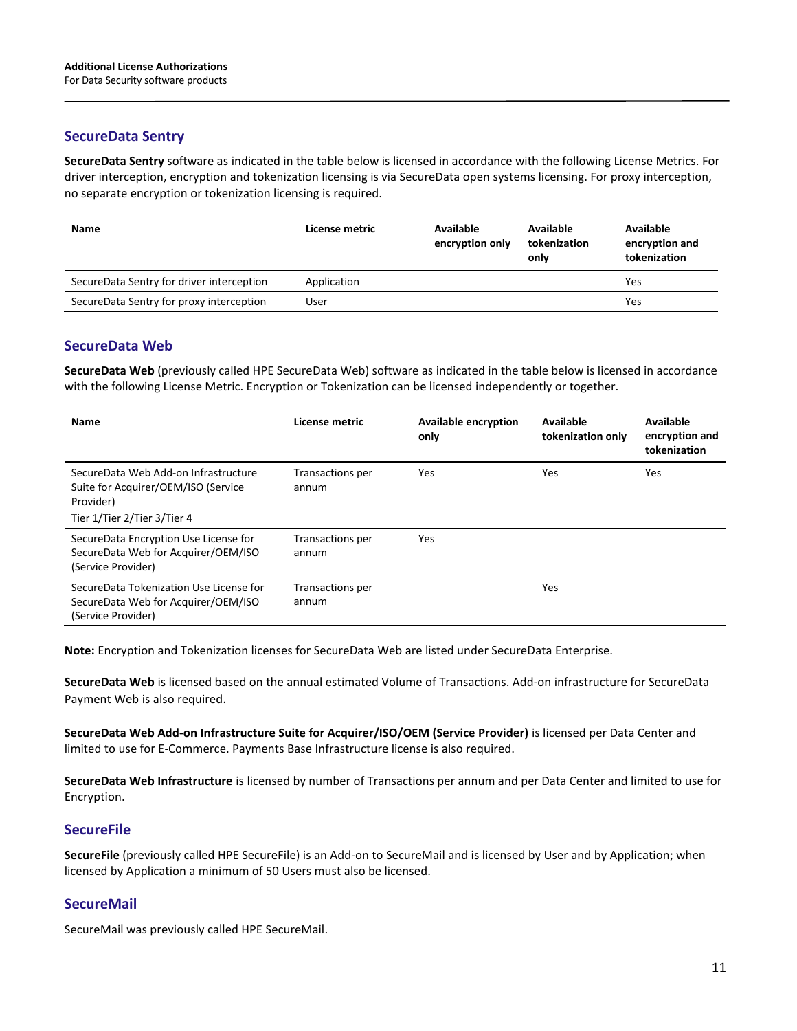## SecureData Sentry

**SecureData Sentry** software as indicated in the table below is licensed in accordance with the following License Metrics. For driver interception, encryption and tokenization licensing is via SecureData open systems licensing. For proxy interception, no separate encryption or tokenization licensing is required.

| Name | License metric | Available encryption only | Available tokenization only | Available encryption and tokenization |
|---|---|---|---|---|
| SecureData Sentry for driver interception | Application | | | Yes |
| SecureData Sentry for proxy interception | User | | | Yes |

## SecureData Web

**SecureData Web** (previously called HPE SecureData Web) software as indicated in the table below is licensed in accordance with the following License Metric. Encryption or Tokenization can be licensed independently or together.

| Name | License metric | Available encryption only | Available tokenization only | Available encryption and tokenization |
|---|---|---|---|---|
| SecureData Web Add-on Infrastructure Suite for Acquirer/OEM/ISO (Service Provider)<br>Tier 1/Tier 2/Tier 3/Tier 4 | Transactions per annum | Yes | Yes | Yes |
| SecureData Encryption Use License for SecureData Web for Acquirer/OEM/ISO (Service Provider) | Transactions per annum | Yes | | |
| SecureData Tokenization Use License for SecureData Web for Acquirer/OEM/ISO (Service Provider) | Transactions per annum | | Yes | |

**Note:** Encryption and Tokenization licenses for SecureData Web are listed under SecureData Enterprise.

**SecureData Web** is licensed based on the annual estimated Volume of Transactions. Add-on infrastructure for SecureData Payment Web is also required.

**SecureData Web Add-on Infrastructure Suite for Acquirer/ISO/OEM (Service Provider)** is licensed per Data Center and limited to use for E-Commerce. Payments Base Infrastructure license is also required.

**SecureData Web Infrastructure** is licensed by number of Transactions per annum and per Data Center and limited to use for Encryption.

## SecureFile

**SecureFile** (previously called HPE SecureFile) is an Add-on to SecureMail and is licensed by User and by Application; when licensed by Application a minimum of 50 Users must also be licensed.

## SecureMail

SecureMail was previously called HPE SecureMail.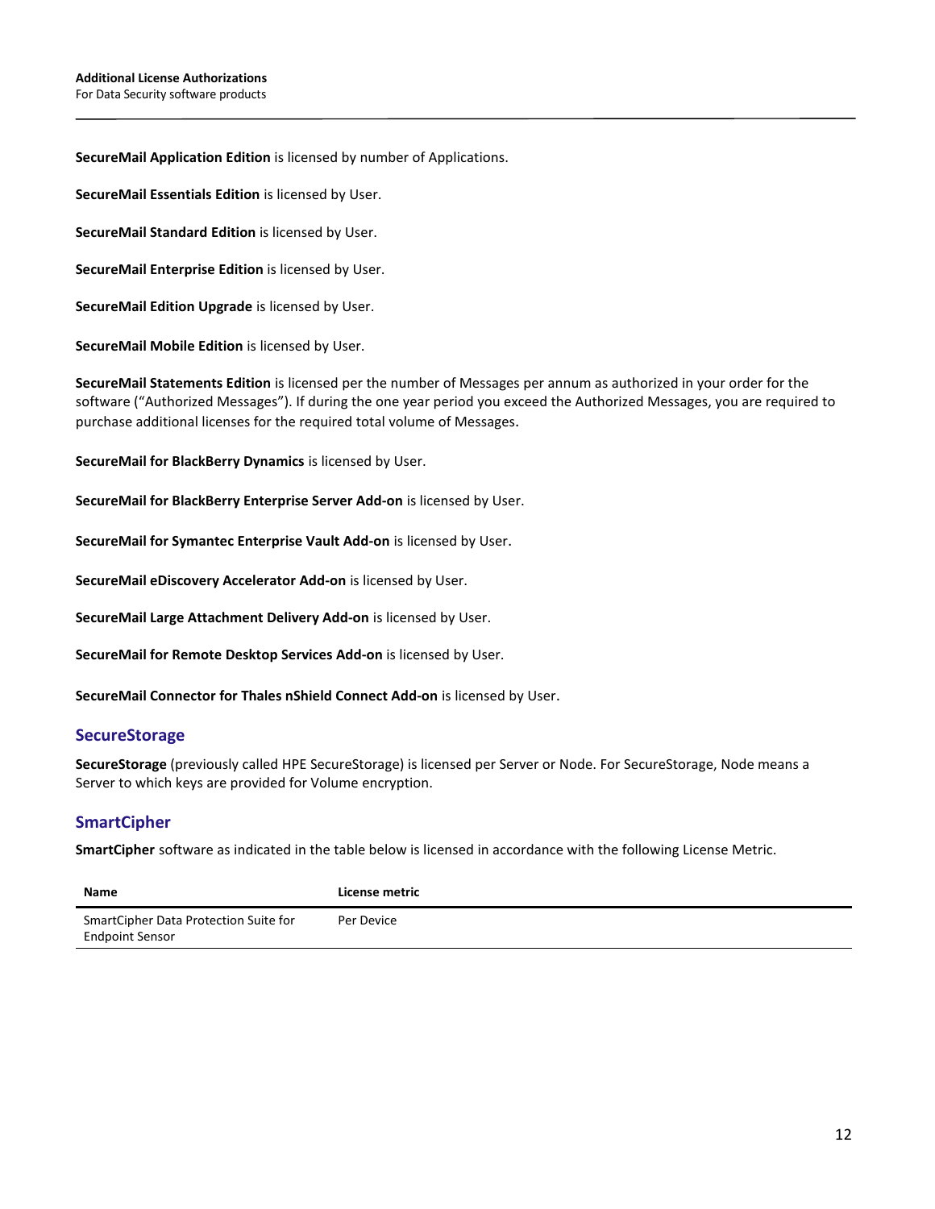**SecureMail Application Edition** is licensed by number of Applications.

**SecureMail Essentials Edition** is licensed by User.

**SecureMail Standard Edition** is licensed by User.

**SecureMail Enterprise Edition** is licensed by User.

**SecureMail Edition Upgrade** is licensed by User.

**SecureMail Mobile Edition** is licensed by User.

**SecureMail Statements Edition** is licensed per the number of Messages per annum as authorized in your order for the software ("Authorized Messages"). If during the one year period you exceed the Authorized Messages, you are required to purchase additional licenses for the required total volume of Messages.

**SecureMail for BlackBerry Dynamics** is licensed by User.

**SecureMail for BlackBerry Enterprise Server Add-on** is licensed by User.

**SecureMail for Symantec Enterprise Vault Add-on** is licensed by User.

**SecureMail eDiscovery Accelerator Add-on** is licensed by User.

**SecureMail Large Attachment Delivery Add-on** is licensed by User.

**SecureMail for Remote Desktop Services Add-on** is licensed by User.

**SecureMail Connector for Thales nShield Connect Add-on** is licensed by User.

## SecureStorage

**SecureStorage** (previously called HPE SecureStorage) is licensed per Server or Node. For SecureStorage, Node means a Server to which keys are provided for Volume encryption.

## SmartCipher

**SmartCipher** software as indicated in the table below is licensed in accordance with the following License Metric.

| Name | License metric |
|---|---|
| SmartCipher Data Protection Suite for Endpoint Sensor | Per Device |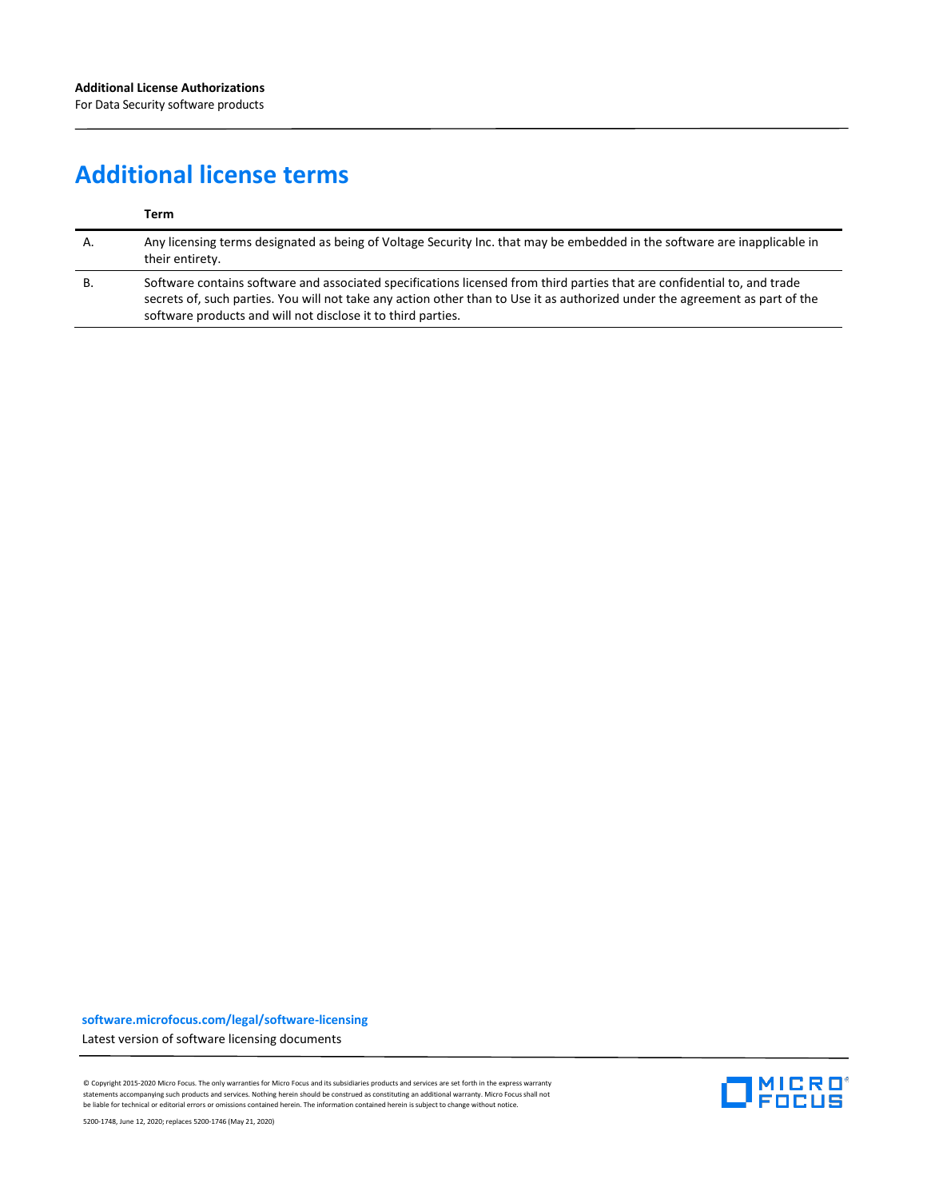# Additional license terms

| | Term |
|---|---|
| A. | Any licensing terms designated as being of Voltage Security Inc. that may be embedded in the software are inapplicable in their entirety. |
| B. | Software contains software and associated specifications licensed from third parties that are confidential to, and trade secrets of, such parties. You will not take any action other than to Use it as authorized under the agreement as part of the software products and will not disclose it to third parties. |

**software.microfocus.com/legal/software-licensing**

Latest version of software licensing documents

© Copyright 2015-2020 Micro Focus. The only warranties for Micro Focus and its subsidiaries products and services are set forth in the express warranty statements accompanying such products and services. Nothing herein should be construed as constituting an additional warranty. Micro Focus shall not be liable for technical or editorial errors or omissions contained herein. The information contained herein is subject to change without notice.

5200-1748, June 12, 2020; replaces 5200-1746 (May 21, 2020)